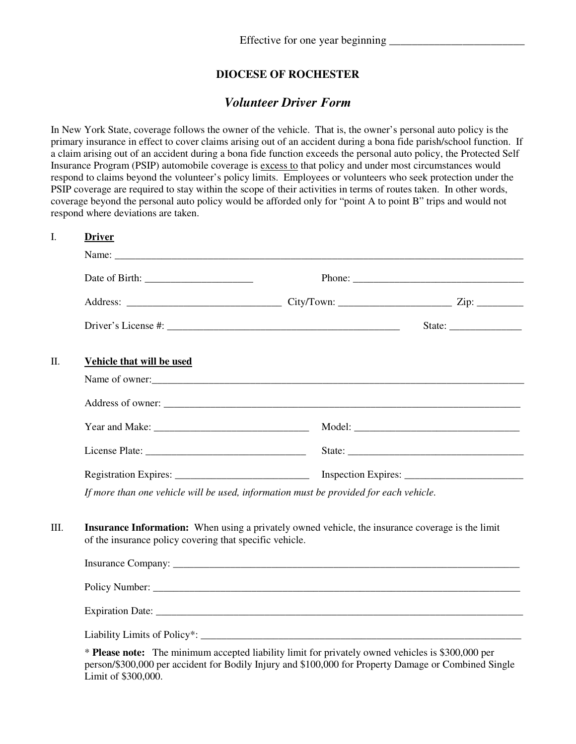Effective for one year beginning ________________________

## DIOCESE OF ROCHESTER

### *Volunteer Driver Form*

In New York State, coverage follows the owner of the vehicle. That is, the owner's personal auto policy is the primary insurance in effect to cover claims arising out of an accident during a bona fide parish/school function. If a claim arising out of an accident during a bona fide function exceeds the personal auto policy, the Protected Self Insurance Program (PSIP) automobile coverage is <u>excess to</u> that policy and under most circumstances would respond to claims beyond the volunteer's policy limits. Employees or volunteers who seek protection under the PSIP coverage are required to stay within the scope of their activities in terms of routes taken. In other words, coverage beyond the personal auto policy would be afforded only for "point A to point B" trips and would not respond where deviations are taken.

I. **<u>Driver</u>**

Name: ________________________________________________________________________________

Date of Birth: ____________________ Phone: _________________________________

Address: ______________________________ City/Town: ______________________ Zip: _________

Driver's License #: ______________________________________________ State: ______________

II. **<u>Vehicle that will be used</u>**

Name of owner:_______________________________________________________________________

Address of owner: ____________________________________________________________________

Year and Make: ______________________________ Model: ________________________________

License Plate: _______________________________ State: __________________________________

Registration Expires: __________________________ Inspection Expires: ______________________

*If more than one vehicle will be used, information must be provided for each vehicle.*

III. **Insurance Information:** When using a privately owned vehicle, the insurance coverage is the limit of the insurance policy covering that specific vehicle.

Insurance Company: __________________________________________________________________

Policy Number: ______________________________________________________________________

Expiration Date: _____________________________________________________________________

Liability Limits of Policy*: ____________________________________________________________

\* **Please note:** The minimum accepted liability limit for privately owned vehicles is $300,000 per person/$300,000 per accident for Bodily Injury and $100,000 for Property Damage or Combined Single Limit of $300,000.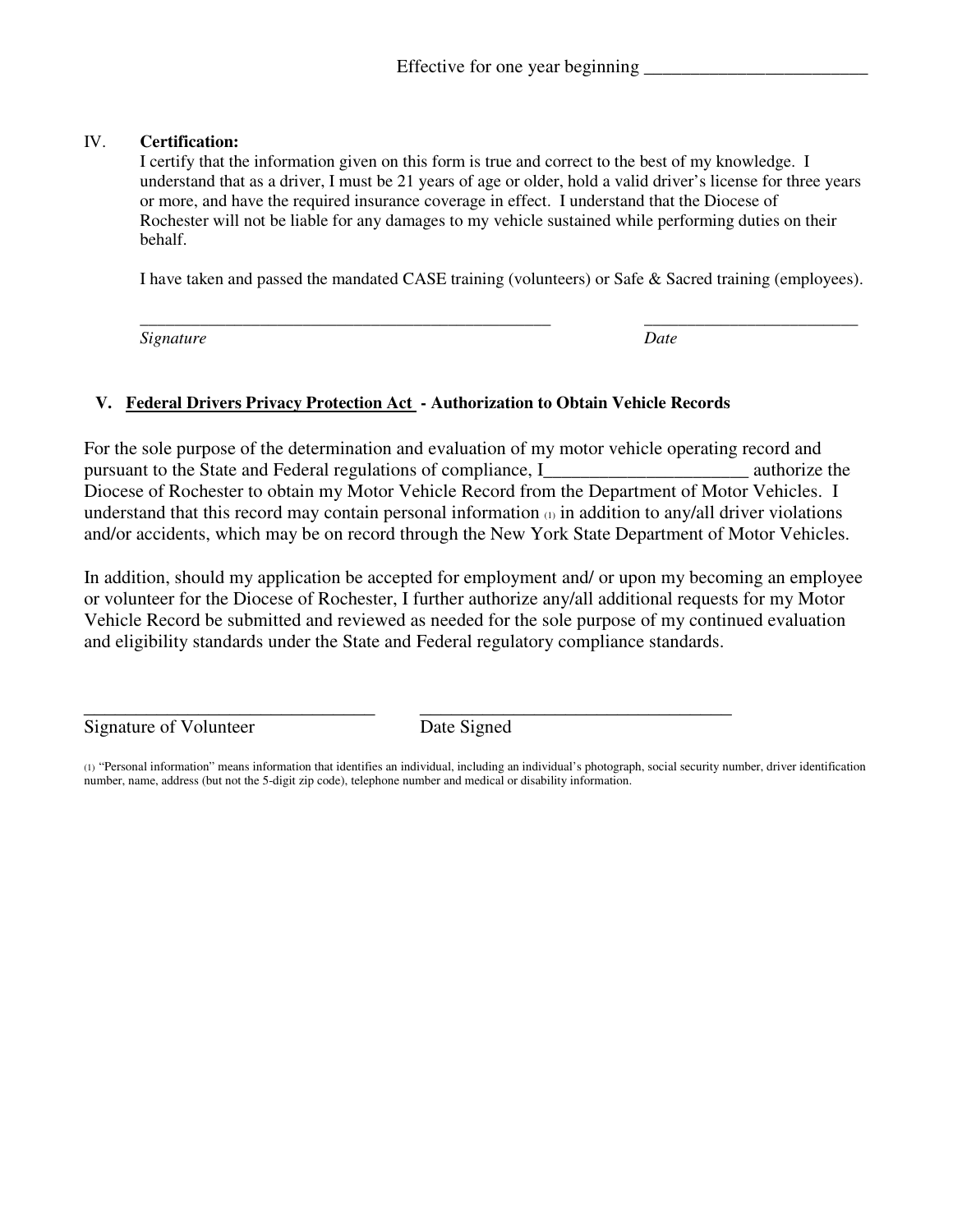Effective for one year beginning ________________________

IV. **Certification:**

I certify that the information given on this form is true and correct to the best of my knowledge. I understand that as a driver, I must be 21 years of age or older, hold a valid driver's license for three years or more, and have the required insurance coverage in effect. I understand that the Diocese of Rochester will not be liable for any damages to my vehicle sustained while performing duties on their behalf.

I have taken and passed the mandated CASE training (volunteers) or Safe & Sacred training (employees).

_________________________________________________ &nbsp;&nbsp;&nbsp;&nbsp; _________________________
*Signature* &nbsp;&nbsp;&nbsp;&nbsp; *Date*

## V. Federal Drivers Privacy Protection Act - Authorization to Obtain Vehicle Records

For the sole purpose of the determination and evaluation of my motor vehicle operating record and pursuant to the State and Federal regulations of compliance, I______________________ authorize the Diocese of Rochester to obtain my Motor Vehicle Record from the Department of Motor Vehicles. I understand that this record may contain personal information (1) in addition to any/all driver violations and/or accidents, which may be on record through the New York State Department of Motor Vehicles.

In addition, should my application be accepted for employment and/ or upon my becoming an employee or volunteer for the Diocese of Rochester, I further authorize any/all additional requests for my Motor Vehicle Record be submitted and reviewed as needed for the sole purpose of my continued evaluation and eligibility standards under the State and Federal regulatory compliance standards.

________________________________ &nbsp;&nbsp;&nbsp;&nbsp; __________________________________
Signature of Volunteer &nbsp;&nbsp;&nbsp;&nbsp; Date Signed

(1) "Personal information" means information that identifies an individual, including an individual's photograph, social security number, driver identification number, name, address (but not the 5-digit zip code), telephone number and medical or disability information.